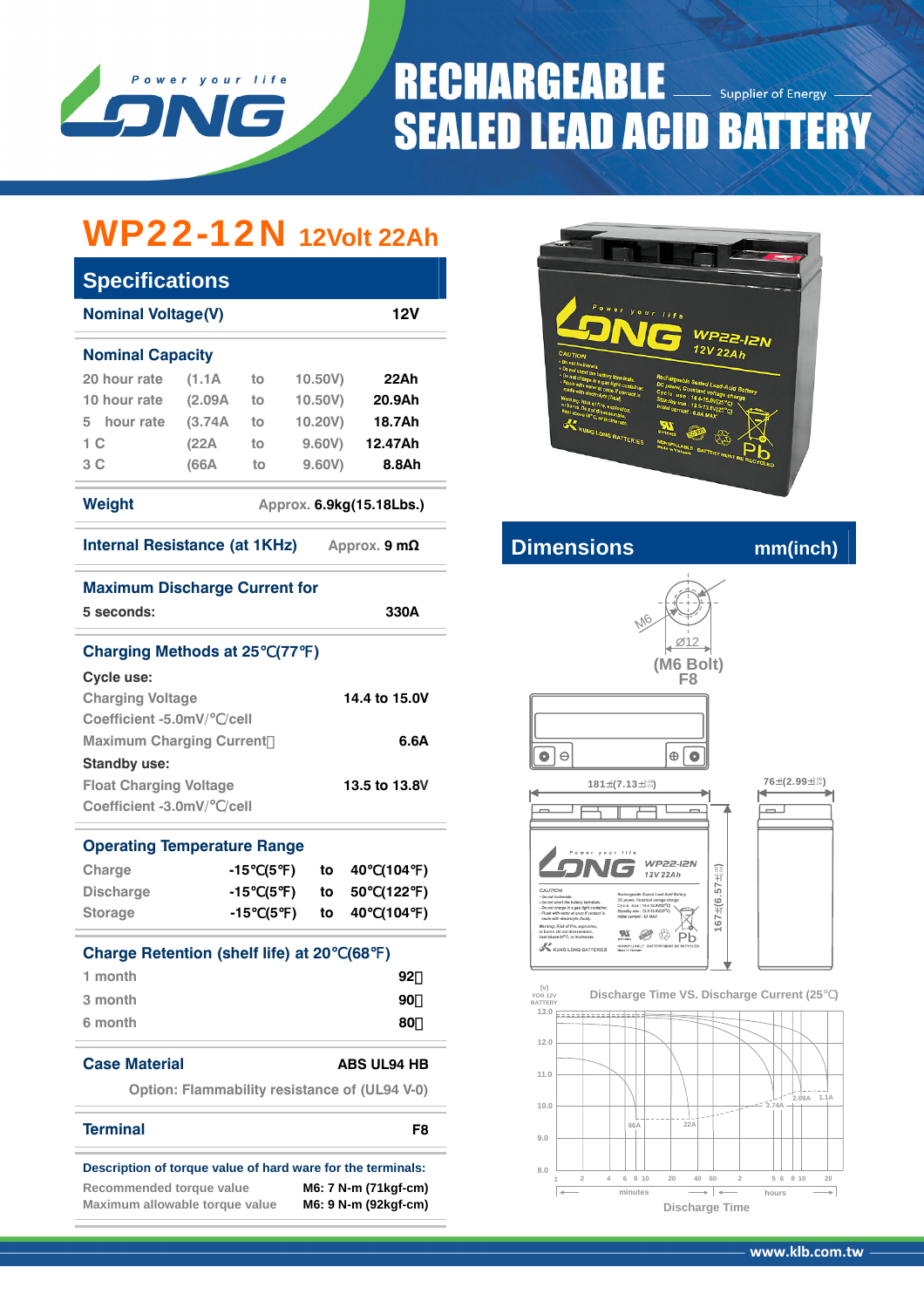# RECHARGEABLE SEALED LEAD ACID BATTERY

Supplier of Energy

## WP22-12N 12Volt 22Ah

### Specifications

| Nominal Voltage(V) | | | | 12V |
|---|---|---|---|---|
| **Nominal Capacity** | | | | |
| 20 hour rate | (1.1A | to | 10.50V) | 22Ah |
| 10 hour rate | (2.09A | to | 10.50V) | 20.9Ah |
| 5 hour rate | (3.74A | to | 10.20V) | 18.7Ah |
| 1 C | (22A | to | 9.60V) | 12.47Ah |
| 3 C | (66A | to | 9.60V) | 8.8Ah |

**Weight** Approx. 6.9kg(15.18Lbs.)

**Internal Resistance (at 1KHz)** Approx. 9 mΩ

**Maximum Discharge Current for**
5 seconds: 330A

**Charging Methods at 25℃(77℉)**

**Cycle use:**

| | |
|---|---|
| Charging Voltage | 14.4 to 15.0V |
| Coefficient -5.0mV/℃/cell | |
| Maximum Charging Current | 6.6A |

**Standby use:**

| | |
|---|---|
| Float Charging Voltage | 13.5 to 13.8V |
| Coefficient -3.0mV/℃/cell | |

**Operating Temperature Range**

| | | | |
|---|---|---|---|
| Charge | -15℃(5℉) | to | 40℃(104℉) |
| Discharge | -15℃(5℉) | to | 50℃(122℉) |
| Storage | -15℃(5℉) | to | 40℃(104℉) |

**Charge Retention (shelf life) at 20℃(68℉)**

| | |
|---|---|
| 1 month | 92% |
| 3 month | 90% |
| 6 month | 80% |

**Case Material** ABS UL94 HB

Option: Flammability resistance of (UL94 V-0)

**Terminal** F8

**Description of torque value of hard ware for the terminals:**

| | |
|---|---|
| Recommended torque value | M6: 7 N-m (71kgf-cm) |
| Maximum allowable torque value | M6: 9 N-m (92kgf-cm) |

### Dimensions mm(inch)

M6, Ø12 (M6 Bolt) F8

181±(7.13) 76±(2.99) 167±(6.57)

**Discharge Time VS. Discharge Current (25℃)**

(V) FOR 12V BATTERY; 13.0, 12.0, 11.0, 10.0, 9.0, 8.0

66A, 22A, 3.74A, 2.09A, 1.1A

1 2 4 6 8 10 20 40 60 (minutes) 2 5 6 8 10 20 (hours)

Discharge Time

www.klb.com.tw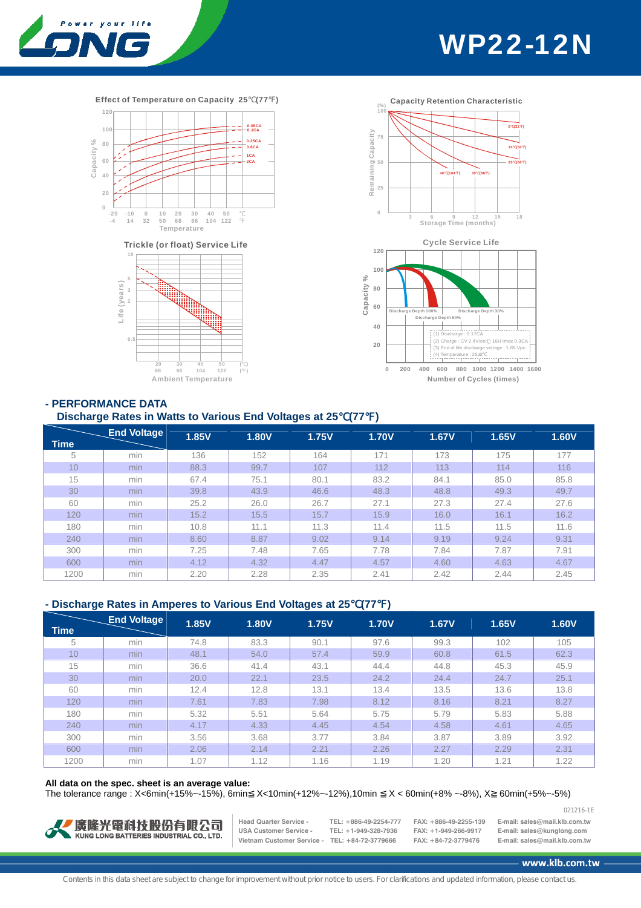Power your life

LONG

# WP22-12N

Effect of Temperature on Capacity 25℃(77℉)

120
100
80
60
40
20
0
Capacity %
0.05CA
0.1CA
0.25CA
0.6CA
1CA
2CA
-20 -10 0 10 20 30 40 50 ℃
-4 14 32 50 68 86 104 122 ℉
Temperature

Capacity Retention Characteristic

(%)
100
75
50
25
0
Remaining Capacity
0℃(32℉)
10℃(50℉)
20℃(68℉)
40℃(104℉)
30℃(86℉)
3 6 9 12 15 18
Storage Time (months)

Trickle (or float) Service Life

10
5
3
2
0.5
Life (years)
20 30 40 50 (℃)
68 86 104 122 (℉)
Ambient Temperature

Cycle Service Life

120
100
80
60
40
20
Capacity %
Discharge Depth 100%
Discharge Depth 50%
Discharge Depth 30%
(1) Discharge : 0.17CA
(2) Charge : CV 2.4V/cell， 16H Imax 0.3CA
(3) End of life discharge voltage : 1.65 Vpc
(4) Temperature : 25±2℃
0 200 400 600 800 1000 1200 1400 1600
Number of Cycles (times)

## - PERFORMANCE DATA

### Discharge Rates in Watts to Various End Voltages at 25℃(77℉)

| Time | | 1.85V | 1.80V | 1.75V | 1.70V | 1.67V | 1.65V | 1.60V |
|---|---|---|---|---|---|---|---|---|
| 5 | min | 136 | 152 | 164 | 171 | 173 | 175 | 177 |
| 10 | min | 88.3 | 99.7 | 107 | 112 | 113 | 114 | 116 |
| 15 | min | 67.4 | 75.1 | 80.1 | 83.2 | 84.1 | 85.0 | 85.8 |
| 30 | min | 39.8 | 43.9 | 46.6 | 48.3 | 48.8 | 49.3 | 49.7 |
| 60 | min | 25.2 | 26.0 | 26.7 | 27.1 | 27.3 | 27.4 | 27.6 |
| 120 | min | 15.2 | 15.5 | 15.7 | 15.9 | 16.0 | 16.1 | 16.2 |
| 180 | min | 10.8 | 11.1 | 11.3 | 11.4 | 11.5 | 11.5 | 11.6 |
| 240 | min | 8.60 | 8.87 | 9.02 | 9.14 | 9.19 | 9.24 | 9.31 |
| 300 | min | 7.25 | 7.48 | 7.65 | 7.78 | 7.84 | 7.87 | 7.91 |
| 600 | min | 4.12 | 4.32 | 4.47 | 4.57 | 4.60 | 4.63 | 4.67 |
| 1200 | min | 2.20 | 2.28 | 2.35 | 2.41 | 2.42 | 2.44 | 2.45 |

### - Discharge Rates in Amperes to Various End Voltages at 25℃(77℉)

| Time | | 1.85V | 1.80V | 1.75V | 1.70V | 1.67V | 1.65V | 1.60V |
|---|---|---|---|---|---|---|---|---|
| 5 | min | 74.8 | 83.3 | 90.1 | 97.6 | 99.3 | 102 | 105 |
| 10 | min | 48.1 | 54.0 | 57.4 | 59.9 | 60.8 | 61.5 | 62.3 |
| 15 | min | 36.6 | 41.4 | 43.1 | 44.4 | 44.8 | 45.3 | 45.9 |
| 30 | min | 20.0 | 22.1 | 23.5 | 24.2 | 24.4 | 24.7 | 25.1 |
| 60 | min | 12.4 | 12.8 | 13.1 | 13.4 | 13.5 | 13.6 | 13.8 |
| 120 | min | 7.61 | 7.83 | 7.98 | 8.12 | 8.16 | 8.21 | 8.27 |
| 180 | min | 5.32 | 5.51 | 5.64 | 5.75 | 5.79 | 5.83 | 5.88 |
| 240 | min | 4.17 | 4.33 | 4.45 | 4.54 | 4.58 | 4.61 | 4.65 |
| 300 | min | 3.56 | 3.68 | 3.77 | 3.84 | 3.87 | 3.89 | 3.92 |
| 600 | min | 2.06 | 2.14 | 2.21 | 2.26 | 2.27 | 2.29 | 2.31 |
| 1200 | min | 1.07 | 1.12 | 1.16 | 1.19 | 1.20 | 1.21 | 1.22 |

**All data on the spec. sheet is an average value:**
The tolerance range : X<6min(+15%~-15%), 6min≦ X<10min(+12%~-12%),10min ≦ X < 60min(+8% ~-8%), X≧ 60min(+5%~-5%)

021216-1E

廣隆光電科技股份有限公司
KUNG LONG BATTERIES INDUSTRIAL CO., LTD.

| | | | |
|---|---|---|---|
| Head Quarter Service - | TEL: +886-49-2254-777 | FAX: +886-49-2255-139 | E-mail: sales@mail.klb.com.tw |
| USA Customer Service - | TEL: +1-949-328-7936 | FAX: +1-949-266-9917 | E-mail: sales@kunglong.com |
| Vietnam Customer Service - | TEL: +84-72-3779666 | FAX: +84-72-3779476 | E-mail: sales@mail.klb.com.tw |

www.klb.com.tw

Contents in this data sheet are subject to change for improvement without prior notice to users. For clarifications and updated information, please contact us.